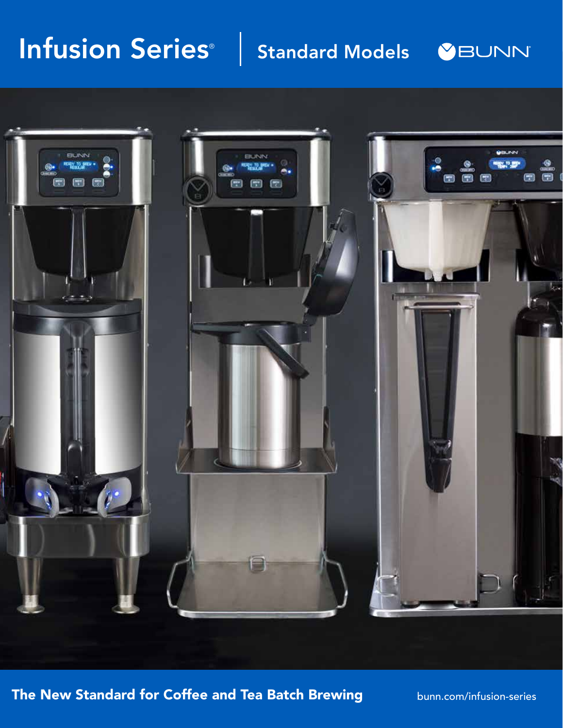# Infusion Series®

## Standard Models

BUNN

**The New Standard for Coffee and Tea Batch Brewing**

bunn.com/infusion-series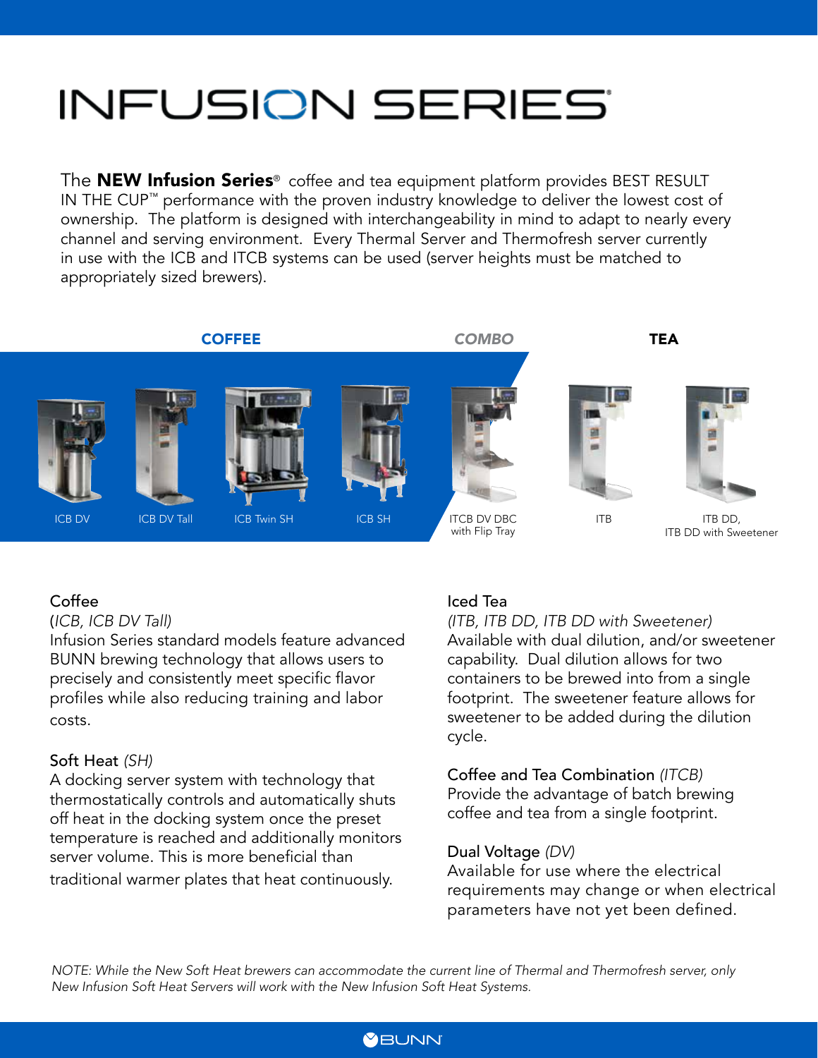# INFUSION SERIES®

The **NEW Infusion Series®** coffee and tea equipment platform provides BEST RESULT IN THE CUP™ performance with the proven industry knowledge to deliver the lowest cost of ownership. The platform is designed with interchangeability in mind to adapt to nearly every channel and serving environment. Every Thermal Server and Thermofresh server currently in use with the ICB and ITCB systems can be used (server heights must be matched to appropriately sized brewers).

**COFFEE** | *COMBO* | **TEA**

ICB DV | ICB DV Tall | ICB Twin SH | ICB SH | ITCB DV DBC with Flip Tray | ITB | ITB DD, ITB DD with Sweetener

### Coffee
*(ICB, ICB DV Tall)*
Infusion Series standard models feature advanced BUNN brewing technology that allows users to precisely and consistently meet specific flavor profiles while also reducing training and labor costs.

### Soft Heat *(SH)*
A docking server system with technology that thermostatically controls and automatically shuts off heat in the docking system once the preset temperature is reached and additionally monitors server volume. This is more beneficial than traditional warmer plates that heat continuously.

### Iced Tea
*(ITB, ITB DD, ITB DD with Sweetener)*
Available with dual dilution, and/or sweetener capability. Dual dilution allows for two containers to be brewed into from a single footprint. The sweetener feature allows for sweetener to be added during the dilution cycle.

### Coffee and Tea Combination *(ITCB)*
Provide the advantage of batch brewing coffee and tea from a single footprint.

### Dual Voltage *(DV)*
Available for use where the electrical requirements may change or when electrical parameters have not yet been defined.

*NOTE: While the New Soft Heat brewers can accommodate the current line of Thermal and Thermofresh server, only New Infusion Soft Heat Servers will work with the New Infusion Soft Heat Systems.*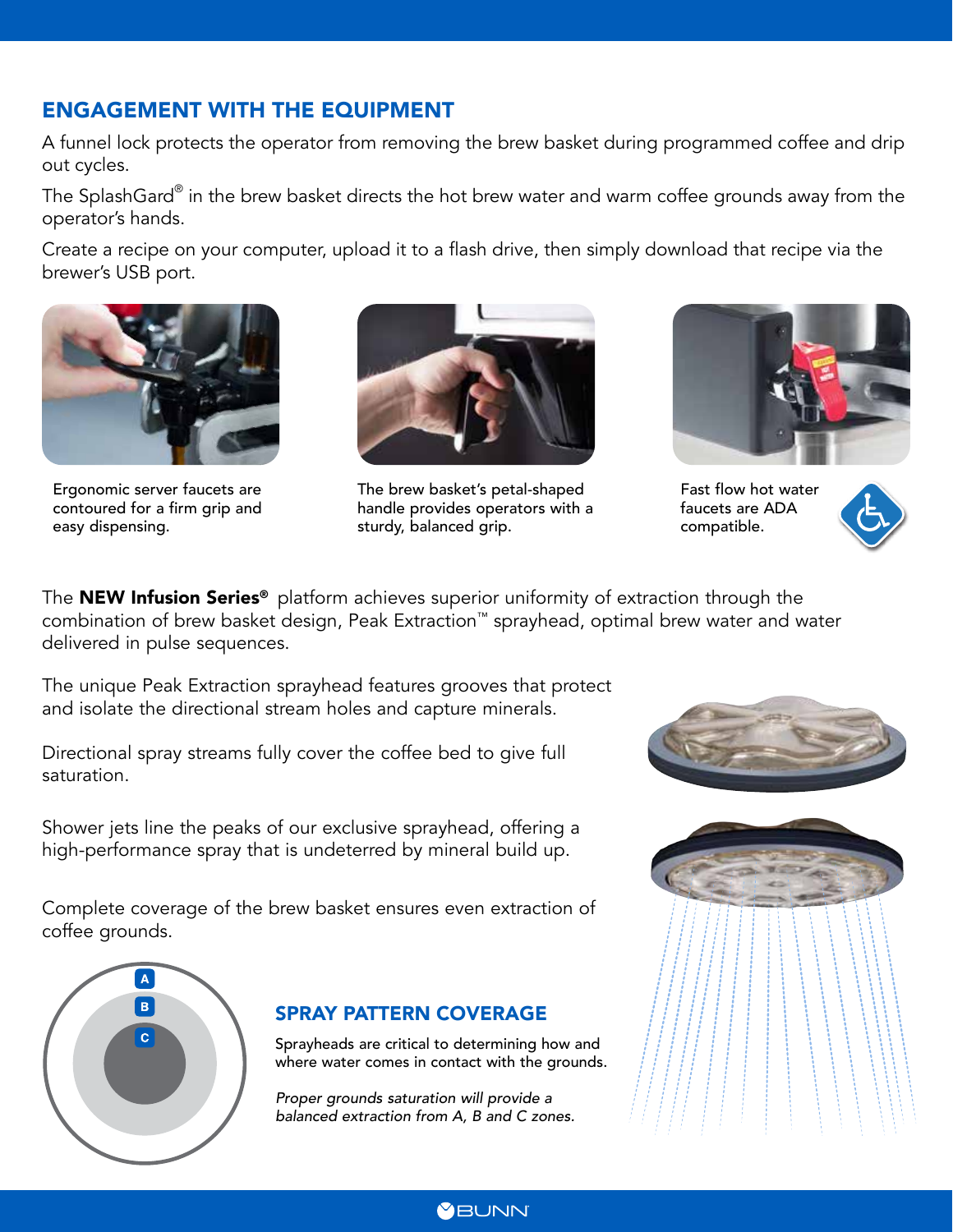## ENGAGEMENT WITH THE EQUIPMENT

A funnel lock protects the operator from removing the brew basket during programmed coffee and drip out cycles.

The SplashGard® in the brew basket directs the hot brew water and warm coffee grounds away from the operator's hands.

Create a recipe on your computer, upload it to a flash drive, then simply download that recipe via the brewer's USB port.

Ergonomic server faucets are contoured for a firm grip and easy dispensing.

The brew basket's petal-shaped handle provides operators with a sturdy, balanced grip.

Fast flow hot water faucets are ADA compatible.

The **NEW Infusion Series®** platform achieves superior uniformity of extraction through the combination of brew basket design, Peak Extraction™ sprayhead, optimal brew water and water delivered in pulse sequences.

The unique Peak Extraction sprayhead features grooves that protect and isolate the directional stream holes and capture minerals.

Directional spray streams fully cover the coffee bed to give full saturation.

Shower jets line the peaks of our exclusive sprayhead, offering a high-performance spray that is undeterred by mineral build up.

Complete coverage of the brew basket ensures even extraction of coffee grounds.

A
B
C

### SPRAY PATTERN COVERAGE

Sprayheads are critical to determining how and where water comes in contact with the grounds.

*Proper grounds saturation will provide a balanced extraction from A, B and C zones.*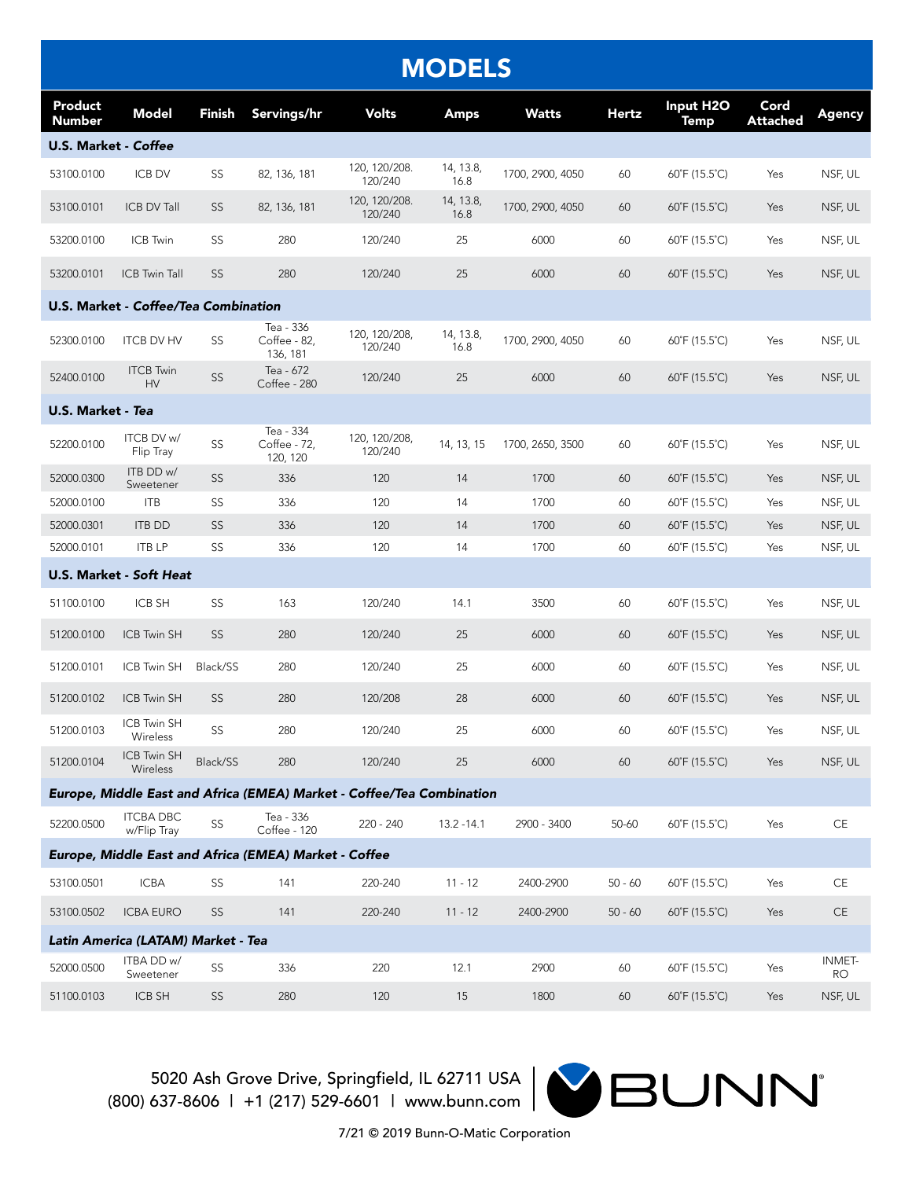# MODELS

| Product Number | Model | Finish | Servings/hr | Volts | Amps | Watts | Hertz | Input H2O Temp | Cord Attached | Agency |
|---|---|---|---|---|---|---|---|---|---|---|
| **U.S. Market - *Coffee*** | | | | | | | | | | |
| 53100.0100 | ICB DV | SS | 82, 136, 181 | 120, 120/208. 120/240 | 14, 13.8, 16.8 | 1700, 2900, 4050 | 60 | 60˚F (15.5˚C) | Yes | NSF, UL |
| 53100.0101 | ICB DV Tall | SS | 82, 136, 181 | 120, 120/208. 120/240 | 14, 13.8, 16.8 | 1700, 2900, 4050 | 60 | 60˚F (15.5˚C) | Yes | NSF, UL |
| 53200.0100 | ICB Twin | SS | 280 | 120/240 | 25 | 6000 | 60 | 60˚F (15.5˚C) | Yes | NSF, UL |
| 53200.0101 | ICB Twin Tall | SS | 280 | 120/240 | 25 | 6000 | 60 | 60˚F (15.5˚C) | Yes | NSF, UL |
| **U.S. Market - *Coffee/Tea Combination*** | | | | | | | | | | |
| 52300.0100 | ITCB DV HV | SS | Tea - 336 Coffee - 82, 136, 181 | 120, 120/208, 120/240 | 14, 13.8, 16.8 | 1700, 2900, 4050 | 60 | 60˚F (15.5˚C) | Yes | NSF, UL |
| 52400.0100 | ITCB Twin HV | SS | Tea - 672 Coffee - 280 | 120/240 | 25 | 6000 | 60 | 60˚F (15.5˚C) | Yes | NSF, UL |
| **U.S. Market - *Tea*** | | | | | | | | | | |
| 52200.0100 | ITCB DV w/ Flip Tray | SS | Tea - 334 Coffee - 72, 120, 120 | 120, 120/208, 120/240 | 14, 13, 15 | 1700, 2650, 3500 | 60 | 60˚F (15.5˚C) | Yes | NSF, UL |
| 52000.0300 | ITB DD w/ Sweetener | SS | 336 | 120 | 14 | 1700 | 60 | 60˚F (15.5˚C) | Yes | NSF, UL |
| 52000.0100 | ITB | SS | 336 | 120 | 14 | 1700 | 60 | 60˚F (15.5˚C) | Yes | NSF, UL |
| 52000.0301 | ITB DD | SS | 336 | 120 | 14 | 1700 | 60 | 60˚F (15.5˚C) | Yes | NSF, UL |
| 52000.0101 | ITB LP | SS | 336 | 120 | 14 | 1700 | 60 | 60˚F (15.5˚C) | Yes | NSF, UL |
| **U.S. Market - *Soft Heat*** | | | | | | | | | | |
| 51100.0100 | ICB SH | SS | 163 | 120/240 | 14.1 | 3500 | 60 | 60˚F (15.5˚C) | Yes | NSF, UL |
| 51200.0100 | ICB Twin SH | SS | 280 | 120/240 | 25 | 6000 | 60 | 60˚F (15.5˚C) | Yes | NSF, UL |
| 51200.0101 | ICB Twin SH | Black/SS | 280 | 120/240 | 25 | 6000 | 60 | 60˚F (15.5˚C) | Yes | NSF, UL |
| 51200.0102 | ICB Twin SH | SS | 280 | 120/208 | 28 | 6000 | 60 | 60˚F (15.5˚C) | Yes | NSF, UL |
| 51200.0103 | ICB Twin SH Wireless | SS | 280 | 120/240 | 25 | 6000 | 60 | 60˚F (15.5˚C) | Yes | NSF, UL |
| 51200.0104 | ICB Twin SH Wireless | Black/SS | 280 | 120/240 | 25 | 6000 | 60 | 60˚F (15.5˚C) | Yes | NSF, UL |
| ***Europe, Middle East and Africa (EMEA) Market - Coffee/Tea Combination*** | | | | | | | | | | |
| 52200.0500 | ITCBA DBC w/Flip Tray | SS | Tea - 336 Coffee - 120 | 220 - 240 | 13.2 -14.1 | 2900 - 3400 | 50-60 | 60˚F (15.5˚C) | Yes | CE |
| ***Europe, Middle East and Africa (EMEA) Market - Coffee*** | | | | | | | | | | |
| 53100.0501 | ICBA | SS | 141 | 220-240 | 11 - 12 | 2400-2900 | 50 - 60 | 60˚F (15.5˚C) | Yes | CE |
| 53100.0502 | ICBA EURO | SS | 141 | 220-240 | 11 - 12 | 2400-2900 | 50 - 60 | 60˚F (15.5˚C) | Yes | CE |
| ***Latin America (LATAM) Market - Tea*** | | | | | | | | | | |
| 52000.0500 | ITBA DD w/ Sweetener | SS | 336 | 220 | 12.1 | 2900 | 60 | 60˚F (15.5˚C) | Yes | INMET-RO |
| 51100.0103 | ICB SH | SS | 280 | 120 | 15 | 1800 | 60 | 60˚F (15.5˚C) | Yes | NSF, UL |

5020 Ash Grove Drive, Springfield, IL 62711 USA
(800) 637-8606 | +1 (217) 529-6601 | www.bunn.com

BUNN®

7/21 © 2019 Bunn-O-Matic Corporation